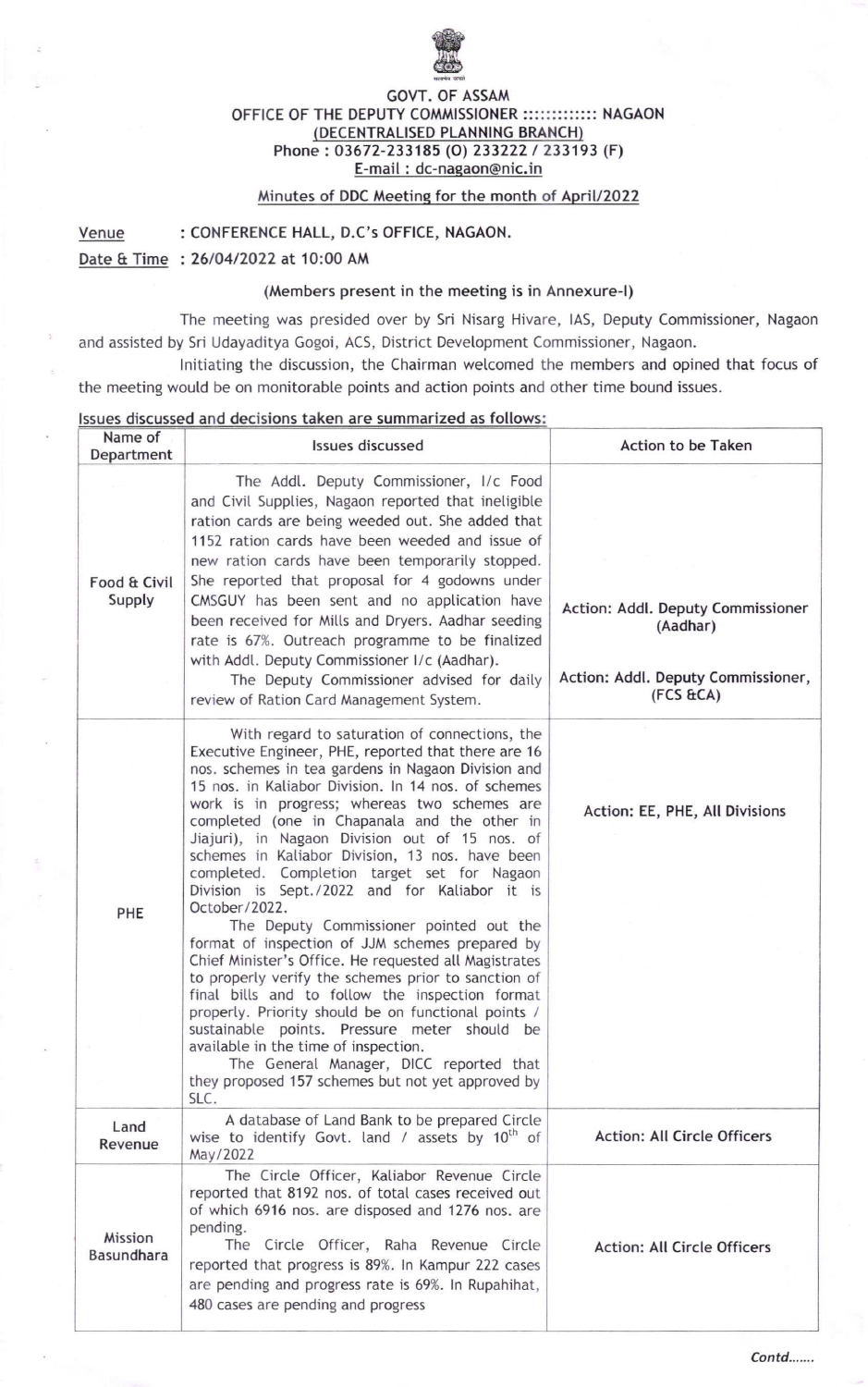# GOVT. OF ASSAM

## OFFICE OF THE DEPUTY COMMISSIONER :::::::::::: NAGAON

### (DECENTRALISED PLANNING BRANCH)

Phone : 03672-233185 (O) 233222 / 233193 (F)

E-mail : dc-nagaon@nic.in

Minutes of DDC Meeting for the month of April/2022

**Venue** : CONFERENCE HALL, D.C's OFFICE, NAGAON.

**Date & Time** : 26/04/2022 at 10:00 AM

(Members present in the meeting is in Annexure-I)

The meeting was presided over by Sri Nisarg Hivare, IAS, Deputy Commissioner, Nagaon and assisted by Sri Udayaditya Gogoi, ACS, District Development Commissioner, Nagaon.

Initiating the discussion, the Chairman welcomed the members and opined that focus of the meeting would be on monitorable points and action points and other time bound issues.

**Issues discussed and decisions taken are summarized as follows:**

| Name of Department | Issues discussed | Action to be Taken |
|---|---|---|
| Food & Civil Supply | The Addl. Deputy Commissioner, I/c Food and Civil Supplies, Nagaon reported that ineligible ration cards are being weeded out. She added that 1152 ration cards have been weeded and issue of new ration cards have been temporarily stopped. She reported that proposal for 4 godowns under CMSGUY has been sent and no application have been received for Mills and Dryers. Aadhar seeding rate is 67%. Outreach programme to be finalized with Addl. Deputy Commissioner I/c (Aadhar).<br>The Deputy Commissioner advised for daily review of Ration Card Management System. | Action: Addl. Deputy Commissioner (Aadhar)<br><br>Action: Addl. Deputy Commissioner, (FCS &CA) |
| PHE | With regard to saturation of connections, the Executive Engineer, PHE, reported that there are 16 nos. schemes in tea gardens in Nagaon Division and 15 nos. in Kaliabor Division. In 14 nos. of schemes work is in progress; whereas two schemes are completed (one in Chapanala and the other in Jiajuri), in Nagaon Division out of 15 nos. of schemes in Kaliabor Division, 13 nos. have been completed. Completion target set for Nagaon Division is Sept./2022 and for Kaliabor it is October/2022.<br>The Deputy Commissioner pointed out the format of inspection of JJM schemes prepared by Chief Minister's Office. He requested all Magistrates to properly verify the schemes prior to sanction of final bills and to follow the inspection format properly. Priority should be on functional points / sustainable points. Pressure meter should be available in the time of inspection.<br>The General Manager, DICC reported that they proposed 157 schemes but not yet approved by SLC. | Action: EE, PHE, All Divisions |
| Land Revenue | A database of Land Bank to be prepared Circle wise to identify Govt. land / assets by 10th of May/2022 | Action: All Circle Officers |
| Mission Basundhara | The Circle Officer, Kaliabor Revenue Circle reported that 8192 nos. of total cases received out of which 6916 nos. are disposed and 1276 nos. are pending.<br>The Circle Officer, Raha Revenue Circle reported that progress is 89%. In Kampur 222 cases are pending and progress rate is 69%. In Rupahihat, 480 cases are pending and progress | Action: All Circle Officers |

Contd.......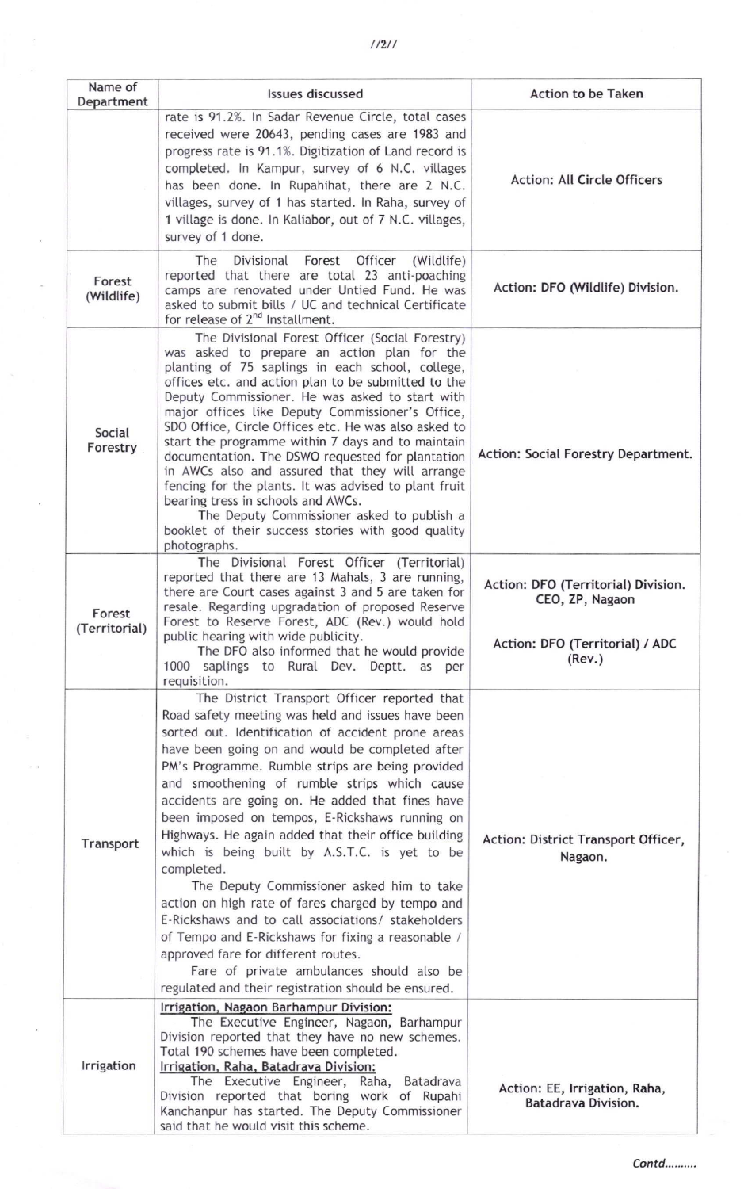| Name of Department | Issues discussed | Action to be Taken |
|---|---|---|
| | rate is 91.2%. In Sadar Revenue Circle, total cases received were 20643, pending cases are 1983 and progress rate is 91.1%. Digitization of Land record is completed. In Kampur, survey of 6 N.C. villages has been done. In Rupahihat, there are 2 N.C. villages, survey of 1 has started. In Raha, survey of 1 village is done. In Kaliabor, out of 7 N.C. villages, survey of 1 done. | Action: All Circle Officers |
| Forest (Wildlife) | The Divisional Forest Officer (Wildlife) reported that there are total 23 anti-poaching camps are renovated under Untied Fund. He was asked to submit bills / UC and technical Certificate for release of 2[nd] Installment. | **Action: DFO (Wildlife) Division.** |
| Social Forestry | The Divisional Forest Officer (Social Forestry) was asked to prepare an action plan for the planting of 75 saplings in each school, college, offices etc. and action plan to be submitted to the Deputy Commissioner. He was asked to start with major offices like Deputy Commissioner's Office, SDO Office, Circle Offices etc. He was also asked to start the programme within 7 days and to maintain documentation. The DSWO requested for plantation in AWCs also and assured that they will arrange fencing for the plants. It was advised to plant fruit bearing tress in schools and AWCs. <br> The Deputy Commissioner asked to publish a booklet of their success stories with good quality photographs. | **Action: Social Forestry Department.** |
| Forest (Territorial) | The Divisional Forest Officer (Territorial) reported that there are 13 Mahals, 3 are running, there are Court cases against 3 and 5 are taken for resale. Regarding upgradation of proposed Reserve Forest to Reserve Forest, ADC (Rev.) would hold public hearing with wide publicity. <br> The DFO also informed that he would provide 1000 saplings to Rural Dev. Deptt. as per requisition. | **Action: DFO (Territorial) Division. CEO, ZP, Nagaon** <br><br> **Action: DFO (Territorial) / ADC (Rev.)** |
| Transport | The District Transport Officer reported that Road safety meeting was held and issues have been sorted out. Identification of accident prone areas have been going on and would be completed after PM's Programme. Rumble strips are being provided and smoothening of rumble strips which cause accidents are going on. He added that fines have been imposed on tempos, E-Rickshaws running on Highways. He again added that their office building which is being built by A.S.T.C. is yet to be completed. <br> The Deputy Commissioner asked him to take action on high rate of fares charged by tempo and E-Rickshaws and to call associations/ stakeholders of Tempo and E-Rickshaws for fixing a reasonable / approved fare for different routes. <br> Fare of private ambulances should also be regulated and their registration should be ensured. | **Action: District Transport Officer, Nagaon.** |
| Irrigation | **Irrigation, Nagaon Barhampur Division:** <br> The Executive Engineer, Nagaon, Barhampur Division reported that they have no new schemes. Total 190 schemes have been completed. <br> **Irrigation, Raha, Batadrava Division:** <br> The Executive Engineer, Raha, Batadrava Division reported that boring work of Rupahi Kanchanpur has started. The Deputy Commissioner said that he would visit this scheme. | **Action: EE, Irrigation, Raha, Batadrava Division.** |

*Contd.........*